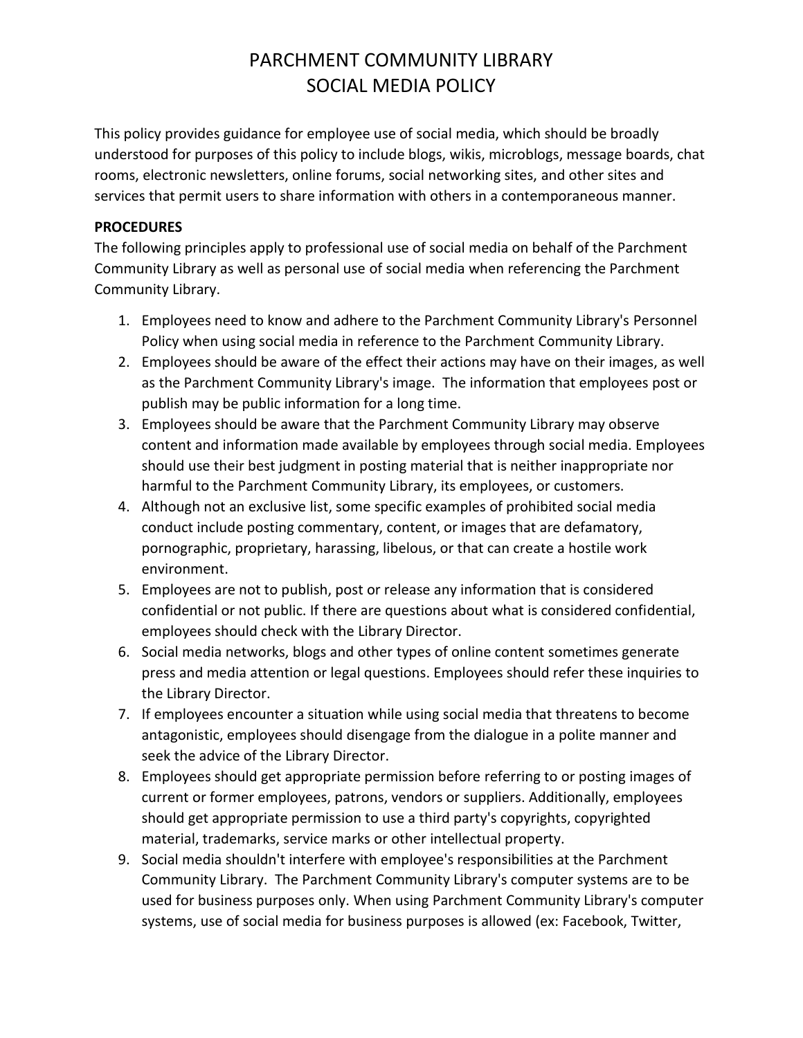# PARCHMENT COMMUNITY LIBRARY
# SOCIAL MEDIA POLICY

This policy provides guidance for employee use of social media, which should be broadly understood for purposes of this policy to include blogs, wikis, microblogs, message boards, chat rooms, electronic newsletters, online forums, social networking sites, and other sites and services that permit users to share information with others in a contemporaneous manner.

**PROCEDURES**

The following principles apply to professional use of social media on behalf of the Parchment Community Library as well as personal use of social media when referencing the Parchment Community Library.

1. Employees need to know and adhere to the Parchment Community Library's Personnel Policy when using social media in reference to the Parchment Community Library.
2. Employees should be aware of the effect their actions may have on their images, as well as the Parchment Community Library's image. The information that employees post or publish may be public information for a long time.
3. Employees should be aware that the Parchment Community Library may observe content and information made available by employees through social media. Employees should use their best judgment in posting material that is neither inappropriate nor harmful to the Parchment Community Library, its employees, or customers.
4. Although not an exclusive list, some specific examples of prohibited social media conduct include posting commentary, content, or images that are defamatory, pornographic, proprietary, harassing, libelous, or that can create a hostile work environment.
5. Employees are not to publish, post or release any information that is considered confidential or not public. If there are questions about what is considered confidential, employees should check with the Library Director.
6. Social media networks, blogs and other types of online content sometimes generate press and media attention or legal questions. Employees should refer these inquiries to the Library Director.
7. If employees encounter a situation while using social media that threatens to become antagonistic, employees should disengage from the dialogue in a polite manner and seek the advice of the Library Director.
8. Employees should get appropriate permission before referring to or posting images of current or former employees, patrons, vendors or suppliers. Additionally, employees should get appropriate permission to use a third party's copyrights, copyrighted material, trademarks, service marks or other intellectual property.
9. Social media shouldn't interfere with employee's responsibilities at the Parchment Community Library. The Parchment Community Library's computer systems are to be used for business purposes only. When using Parchment Community Library's computer systems, use of social media for business purposes is allowed (ex: Facebook, Twitter,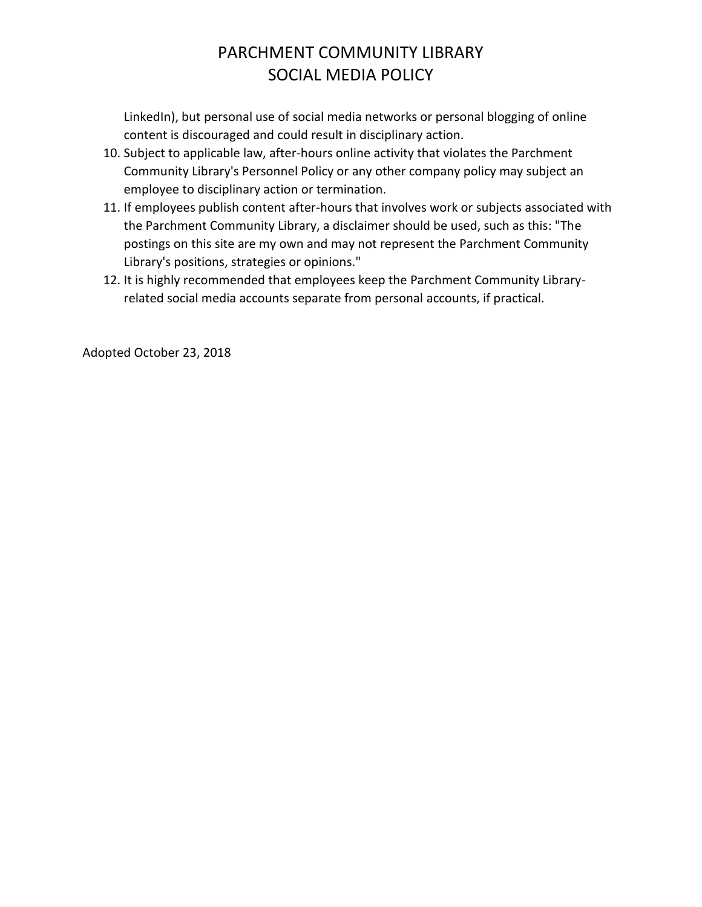LinkedIn), but personal use of social media networks or personal blogging of online content is discouraged and could result in disciplinary action.

10. Subject to applicable law, after-hours online activity that violates the Parchment Community Library's Personnel Policy or any other company policy may subject an employee to disciplinary action or termination.
11. If employees publish content after-hours that involves work or subjects associated with the Parchment Community Library, a disclaimer should be used, such as this: "The postings on this site are my own and may not represent the Parchment Community Library's positions, strategies or opinions."
12. It is highly recommended that employees keep the Parchment Community Library-related social media accounts separate from personal accounts, if practical.

Adopted October 23, 2018